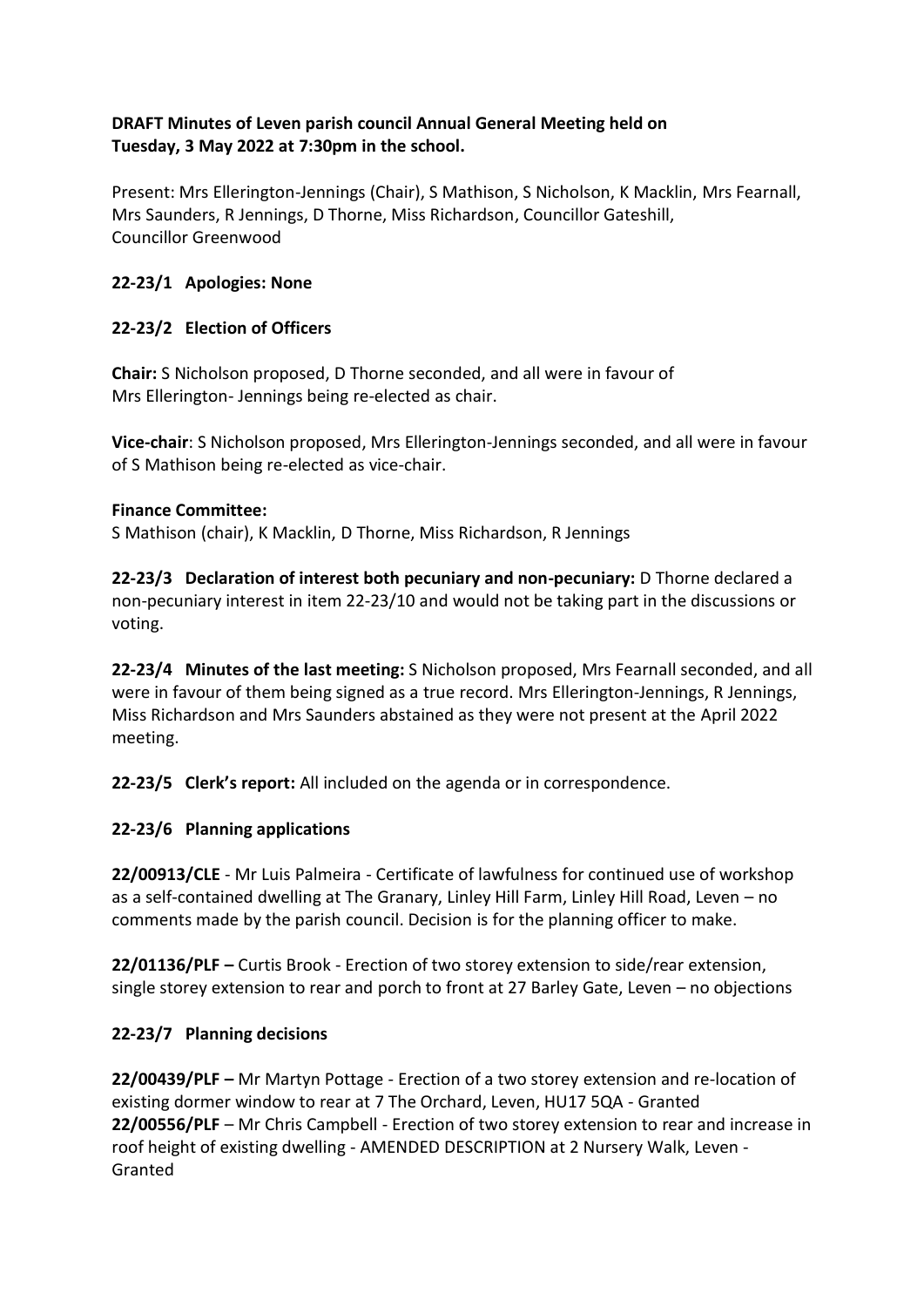**DRAFT Minutes of Leven parish council Annual General Meeting held on Tuesday, 3 May 2022 at 7:30pm in the school.**

Present: Mrs Ellerington-Jennings (Chair), S Mathison, S Nicholson, K Macklin, Mrs Fearnall, Mrs Saunders, R Jennings, D Thorne, Miss Richardson, Councillor Gateshill, Councillor Greenwood

**22-23/1 Apologies: None**

**22-23/2 Election of Officers**

**Chair:** S Nicholson proposed, D Thorne seconded, and all were in favour of Mrs Ellerington- Jennings being re-elected as chair.

**Vice-chair**: S Nicholson proposed, Mrs Ellerington-Jennings seconded, and all were in favour of S Mathison being re-elected as vice-chair.

**Finance Committee:**
S Mathison (chair), K Macklin, D Thorne, Miss Richardson, R Jennings

**22-23/3 Declaration of interest both pecuniary and non-pecuniary:** D Thorne declared a non-pecuniary interest in item 22-23/10 and would not be taking part in the discussions or voting.

**22-23/4 Minutes of the last meeting:** S Nicholson proposed, Mrs Fearnall seconded, and all were in favour of them being signed as a true record. Mrs Ellerington-Jennings, R Jennings, Miss Richardson and Mrs Saunders abstained as they were not present at the April 2022 meeting.

**22-23/5 Clerk's report:** All included on the agenda or in correspondence.

**22-23/6 Planning applications**

**22/00913/CLE** - Mr Luis Palmeira - Certificate of lawfulness for continued use of workshop as a self-contained dwelling at The Granary, Linley Hill Farm, Linley Hill Road, Leven – no comments made by the parish council. Decision is for the planning officer to make.

**22/01136/PLF –** Curtis Brook - Erection of two storey extension to side/rear extension, single storey extension to rear and porch to front at 27 Barley Gate, Leven – no objections

**22-23/7 Planning decisions**

**22/00439/PLF –** Mr Martyn Pottage - Erection of a two storey extension and re-location of existing dormer window to rear at 7 The Orchard, Leven, HU17 5QA - Granted
**22/00556/PLF** – Mr Chris Campbell - Erection of two storey extension to rear and increase in roof height of existing dwelling - AMENDED DESCRIPTION at 2 Nursery Walk, Leven - Granted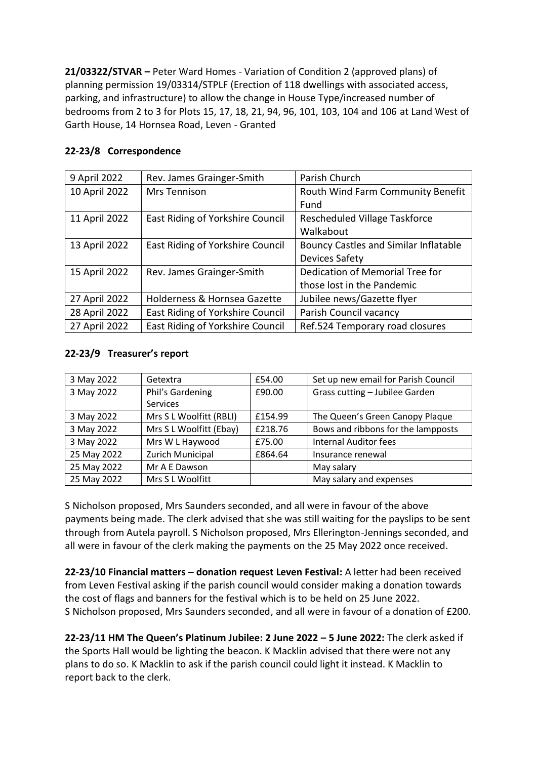**21/03322/STVAR –** Peter Ward Homes - Variation of Condition 2 (approved plans) of planning permission 19/03314/STPLF (Erection of 118 dwellings with associated access, parking, and infrastructure) to allow the change in House Type/increased number of bedrooms from 2 to 3 for Plots 15, 17, 18, 21, 94, 96, 101, 103, 104 and 106 at Land West of Garth House, 14 Hornsea Road, Leven - Granted

**22-23/8 Correspondence**

| | | |
|---|---|---|
| 9 April 2022 | Rev. James Grainger-Smith | Parish Church |
| 10 April 2022 | Mrs Tennison | Routh Wind Farm Community Benefit Fund |
| 11 April 2022 | East Riding of Yorkshire Council | Rescheduled Village Taskforce Walkabout |
| 13 April 2022 | East Riding of Yorkshire Council | Bouncy Castles and Similar Inflatable Devices Safety |
| 15 April 2022 | Rev. James Grainger-Smith | Dedication of Memorial Tree for those lost in the Pandemic |
| 27 April 2022 | Holderness & Hornsea Gazette | Jubilee news/Gazette flyer |
| 28 April 2022 | East Riding of Yorkshire Council | Parish Council vacancy |
| 27 April 2022 | East Riding of Yorkshire Council | Ref.524 Temporary road closures |

**22-23/9 Treasurer's report**

| | | | |
|---|---|---|---|
| 3 May 2022 | Getextra | £54.00 | Set up new email for Parish Council |
| 3 May 2022 | Phil's Gardening Services | £90.00 | Grass cutting – Jubilee Garden |
| 3 May 2022 | Mrs S L Woolfitt (RBLI) | £154.99 | The Queen's Green Canopy Plaque |
| 3 May 2022 | Mrs S L Woolfitt (Ebay) | £218.76 | Bows and ribbons for the lampposts |
| 3 May 2022 | Mrs W L Haywood | £75.00 | Internal Auditor fees |
| 25 May 2022 | Zurich Municipal | £864.64 | Insurance renewal |
| 25 May 2022 | Mr A E Dawson | | May salary |
| 25 May 2022 | Mrs S L Woolfitt | | May salary and expenses |

S Nicholson proposed, Mrs Saunders seconded, and all were in favour of the above payments being made. The clerk advised that she was still waiting for the payslips to be sent through from Autela payroll. S Nicholson proposed, Mrs Ellerington-Jennings seconded, and all were in favour of the clerk making the payments on the 25 May 2022 once received.

**22-23/10 Financial matters – donation request Leven Festival:** A letter had been received from Leven Festival asking if the parish council would consider making a donation towards the cost of flags and banners for the festival which is to be held on 25 June 2022. S Nicholson proposed, Mrs Saunders seconded, and all were in favour of a donation of £200.

**22-23/11 HM The Queen's Platinum Jubilee: 2 June 2022 – 5 June 2022:** The clerk asked if the Sports Hall would be lighting the beacon. K Macklin advised that there were not any plans to do so. K Macklin to ask if the parish council could light it instead. K Macklin to report back to the clerk.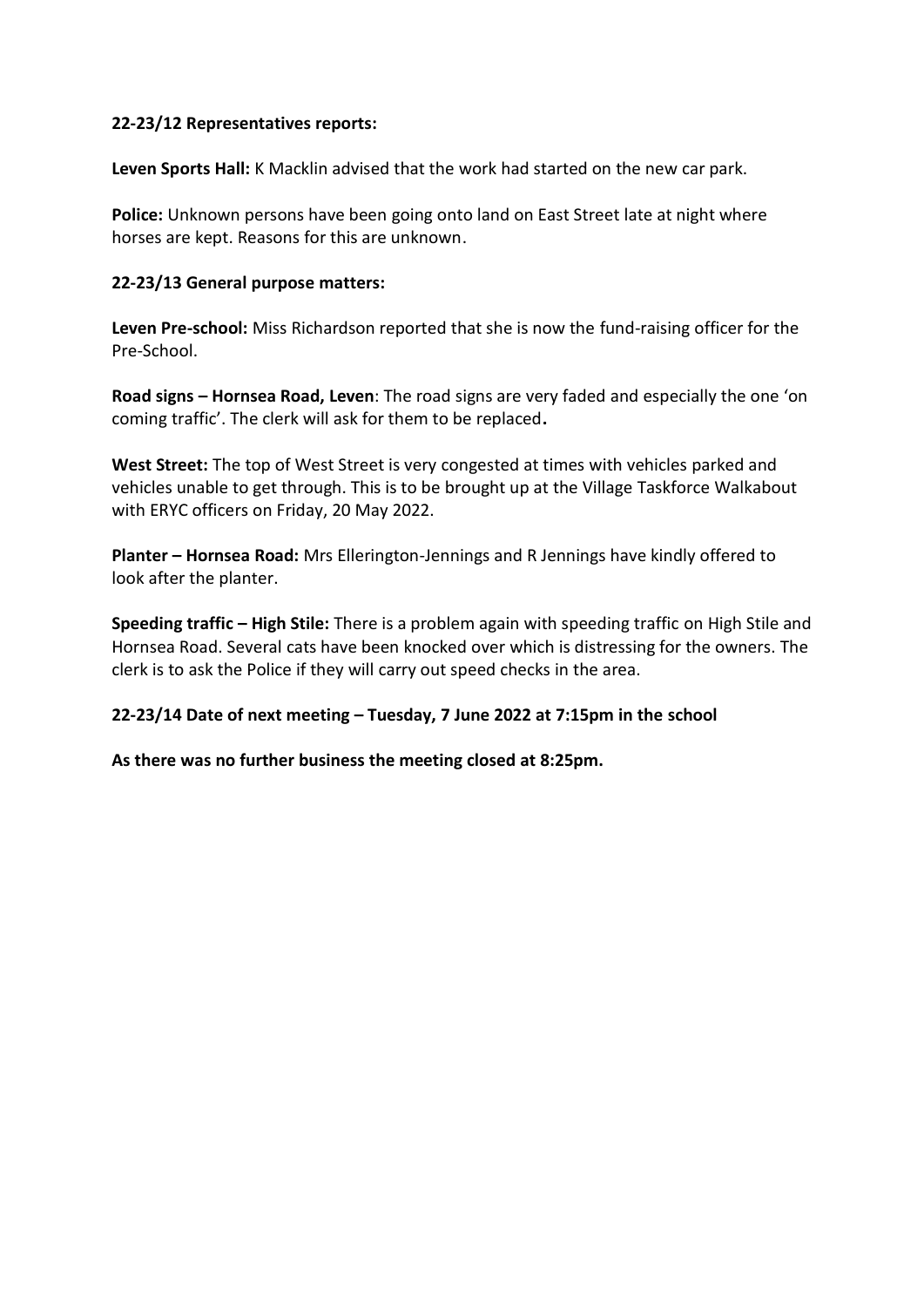**22-23/12 Representatives reports:**

**Leven Sports Hall:** K Macklin advised that the work had started on the new car park.

**Police:** Unknown persons have been going onto land on East Street late at night where horses are kept. Reasons for this are unknown.

**22-23/13 General purpose matters:**

**Leven Pre-school:** Miss Richardson reported that she is now the fund-raising officer for the Pre-School.

**Road signs – Hornsea Road, Leven**: The road signs are very faded and especially the one 'on coming traffic'. The clerk will ask for them to be replaced**.**

**West Street:** The top of West Street is very congested at times with vehicles parked and vehicles unable to get through. This is to be brought up at the Village Taskforce Walkabout with ERYC officers on Friday, 20 May 2022.

**Planter – Hornsea Road:** Mrs Ellerington-Jennings and R Jennings have kindly offered to look after the planter.

**Speeding traffic – High Stile:** There is a problem again with speeding traffic on High Stile and Hornsea Road. Several cats have been knocked over which is distressing for the owners. The clerk is to ask the Police if they will carry out speed checks in the area.

**22-23/14 Date of next meeting – Tuesday, 7 June 2022 at 7:15pm in the school**

**As there was no further business the meeting closed at 8:25pm.**